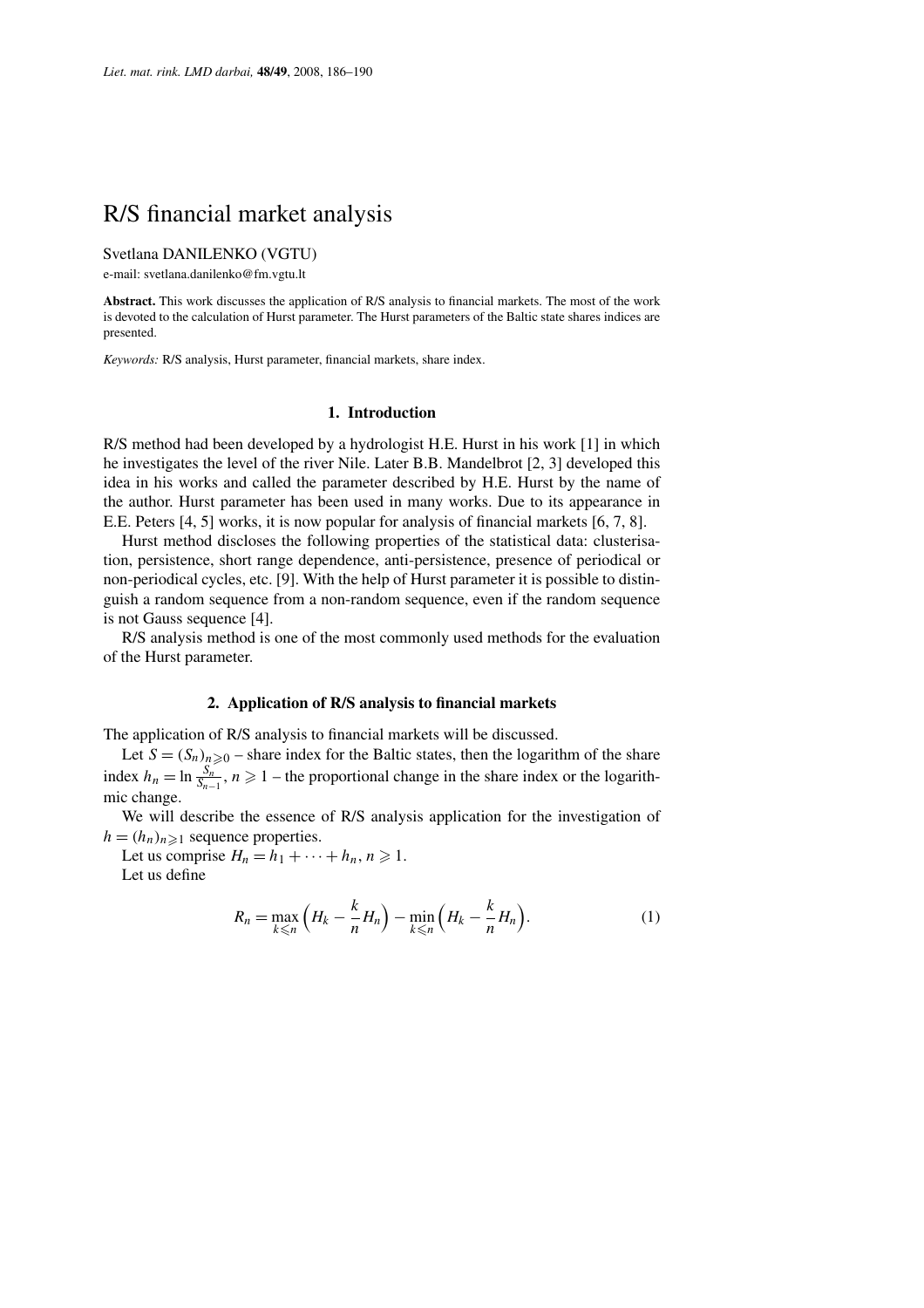# R/S financial market analysis

Svetlana DANILENKO (VGTU)

e-mail: svetlana.danilenko@fm.vgtu.lt

**Abstract.** This work discusses the application of R/S analysis to financial markets. The most of the work is devoted to the calculation of Hurst parameter. The Hurst parameters of the Baltic state shares indices are presented.

*Keywords:* R/S analysis, Hurst parameter, financial markets, share index.

## 1. Introduction

R/S method had been developed by a hydrologist H.E. Hurst in his work [1] in which he investigates the level of the river Nile. Later B.B. Mandelbrot [2, 3] developed this idea in his works and called the parameter described by H.E. Hurst by the name of the author. Hurst parameter has been used in many works. Due to its appearance in E.E. Peters [4, 5] works, it is now popular for analysis of financial markets [6, 7, 8].

Hurst method discloses the following properties of the statistical data: clusterisation, persistence, short range dependence, anti-persistence, presence of periodical or non-periodical cycles, etc. [9]. With the help of Hurst parameter it is possible to distinguish a random sequence from a non-random sequence, even if the random sequence is not Gauss sequence [4].

R/S analysis method is one of the most commonly used methods for the evaluation of the Hurst parameter.

## 2. Application of R/S analysis to financial markets

The application of R/S analysis to financial markets will be discussed.

Let $S = (S_n)_{n\geqslant 0}$ – share index for the Baltic states, then the logarithm of the share index $h_n = \ln \frac{S_n}{S_{n-1}}$, $n \geqslant 1$ – the proportional change in the share index or the logarithmic change.

We will describe the essence of R/S analysis application for the investigation of $h = (h_n)_{n\geqslant 1}$ sequence properties.

Let us comprise $H_n = h_1 + \cdots + h_n$, $n \geqslant 1$.

Let us define

$$R_n = \max_{k\leqslant n}\Big(H_k - \frac{k}{n}H_n\Big) - \min_{k\leqslant n}\Big(H_k - \frac{k}{n}H_n\Big). \tag{1}$$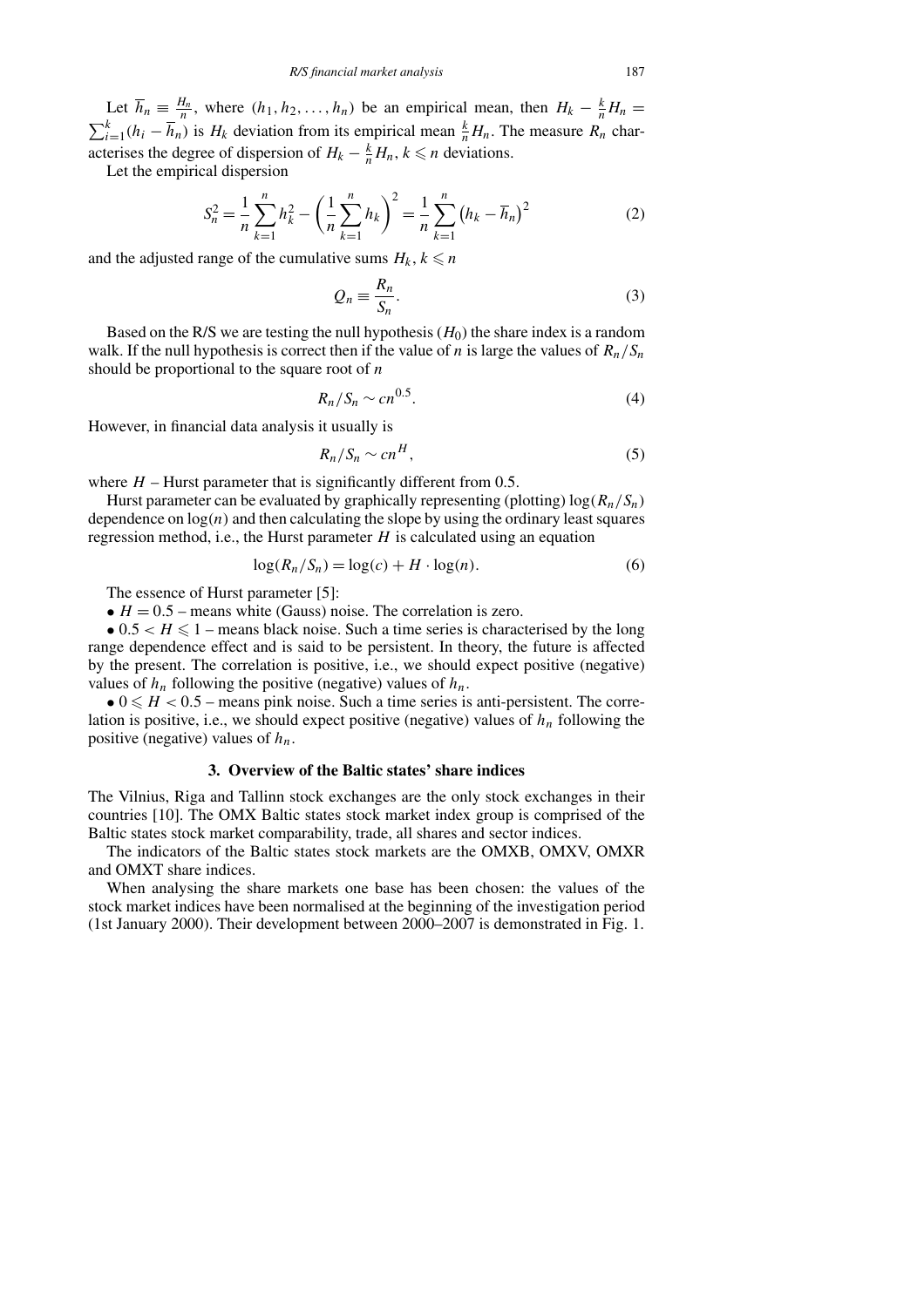Let $\overline{h}_n \equiv \frac{H_n}{n}$, where $(h_1, h_2, \ldots, h_n)$ be an empirical mean, then $H_k - \frac{k}{n}H_n = \sum_{i=1}^{k}(h_i - \overline{h}_n)$ is $H_k$ deviation from its empirical mean $\frac{k}{n}H_n$. The measure $R_n$ characterises the degree of dispersion of $H_k - \frac{k}{n}H_n$, $k \leqslant n$ deviations.

Let the empirical dispersion

$$S_n^2 = \frac{1}{n}\sum_{k=1}^{n} h_k^2 - \left(\frac{1}{n}\sum_{k=1}^{n} h_k\right)^2 = \frac{1}{n}\sum_{k=1}^{n}\left(h_k - \overline{h}_n\right)^2 \tag{2}$$

and the adjusted range of the cumulative sums $H_k$, $k \leqslant n$

$$Q_n \equiv \frac{R_n}{S_n}. \tag{3}$$

Based on the R/S we are testing the null hypothesis ($H_0$) the share index is a random walk. If the null hypothesis is correct then if the value of $n$ is large the values of $R_n/S_n$ should be proportional to the square root of $n$

$$R_n/S_n \sim cn^{0.5}. \tag{4}$$

However, in financial data analysis it usually is

$$R_n/S_n \sim cn^{H}, \tag{5}$$

where $H$ – Hurst parameter that is significantly different from 0.5.

Hurst parameter can be evaluated by graphically representing (plotting) $\log(R_n/S_n)$ dependence on $\log(n)$ and then calculating the slope by using the ordinary least squares regression method, i.e., the Hurst parameter $H$ is calculated using an equation

$$\log(R_n/S_n) = \log(c) + H \cdot \log(n). \tag{6}$$

The essence of Hurst parameter [5]:

- $H = 0.5$ – means white (Gauss) noise. The correlation is zero.
- $0.5 < H \leqslant 1$ – means black noise. Such a time series is characterised by the long range dependence effect and is said to be persistent. In theory, the future is affected by the present. The correlation is positive, i.e., we should expect positive (negative) values of $h_n$ following the positive (negative) values of $h_n$.
- $0 \leqslant H < 0.5$ – means pink noise. Such a time series is anti-persistent. The correlation is positive, i.e., we should expect positive (negative) values of $h_n$ following the positive (negative) values of $h_n$.

## 3. Overview of the Baltic states' share indices

The Vilnius, Riga and Tallinn stock exchanges are the only stock exchanges in their countries [10]. The OMX Baltic states stock market index group is comprised of the Baltic states stock market comparability, trade, all shares and sector indices.

The indicators of the Baltic states stock markets are the OMXB, OMXV, OMXR and OMXT share indices.

When analysing the share markets one base has been chosen: the values of the stock market indices have been normalised at the beginning of the investigation period (1st January 2000). Their development between 2000–2007 is demonstrated in Fig. 1.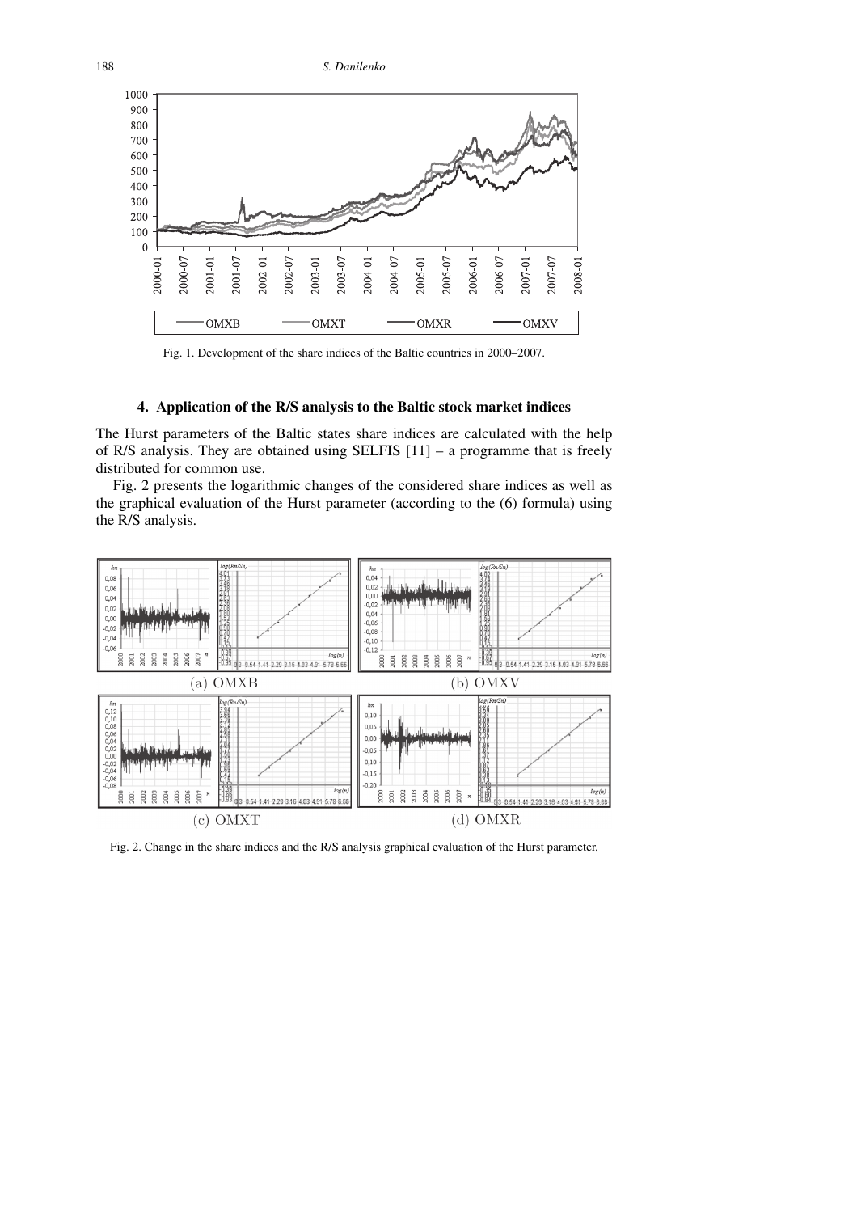Fig. 1. Development of the share indices of the Baltic countries in 2000–2007.

## 4. Application of the R/S analysis to the Baltic stock market indices

The Hurst parameters of the Baltic states share indices are calculated with the help of R/S analysis. They are obtained using SELFIS [11] – a programme that is freely distributed for common use.

Fig. 2 presents the logarithmic changes of the considered share indices as well as the graphical evaluation of the Hurst parameter (according to the (6) formula) using the R/S analysis.

(a) OMXB (b) OMXV

(c) OMXT (d) OMXR

Fig. 2. Change in the share indices and the R/S analysis graphical evaluation of the Hurst parameter.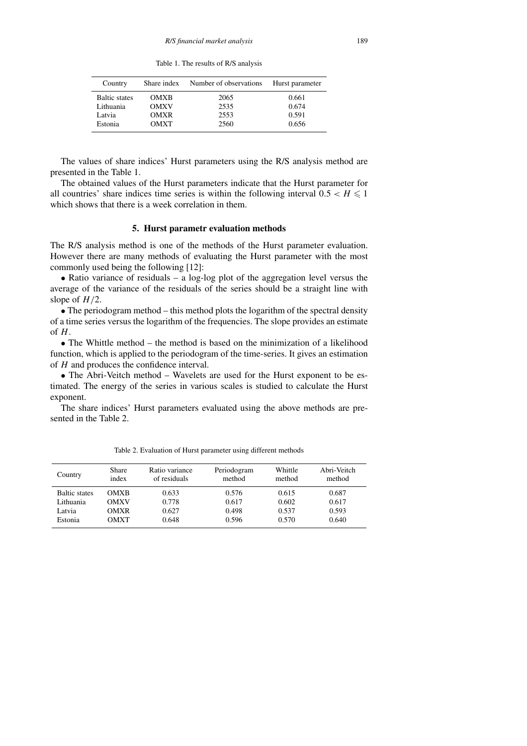Table 1. The results of R/S analysis

| Country | Share index | Number of observations | Hurst parameter |
|---|---|---|---|
| Baltic states | OMXB | 2065 | 0.661 |
| Lithuania | OMXV | 2535 | 0.674 |
| Latvia | OMXR | 2553 | 0.591 |
| Estonia | OMXT | 2560 | 0.656 |

The values of share indices' Hurst parameters using the R/S analysis method are presented in the Table 1.

The obtained values of the Hurst parameters indicate that the Hurst parameter for all countries' share indices time series is within the following interval $0.5 < H \leqslant 1$ which shows that there is a week correlation in them.

## 5. Hurst parametr evaluation methods

The R/S analysis method is one of the methods of the Hurst parameter evaluation. However there are many methods of evaluating the Hurst parameter with the most commonly used being the following [12]:

• Ratio variance of residuals – a log-log plot of the aggregation level versus the average of the variance of the residuals of the series should be a straight line with slope of $H/2$.

• The periodogram method – this method plots the logarithm of the spectral density of a time series versus the logarithm of the frequencies. The slope provides an estimate of $H$.

• The Whittle method – the method is based on the minimization of a likelihood function, which is applied to the periodogram of the time-series. It gives an estimation of $H$ and produces the confidence interval.

• The Abri-Veitch method – Wavelets are used for the Hurst exponent to be estimated. The energy of the series in various scales is studied to calculate the Hurst exponent.

The share indices' Hurst parameters evaluated using the above methods are presented in the Table 2.

Table 2. Evaluation of Hurst parameter using different methods

| Country | Share index | Ratio variance of residuals | Periodogram method | Whittle method | Abri-Veitch method |
|---|---|---|---|---|---|
| Baltic states | OMXB | 0.633 | 0.576 | 0.615 | 0.687 |
| Lithuania | OMXV | 0.778 | 0.617 | 0.602 | 0.617 |
| Latvia | OMXR | 0.627 | 0.498 | 0.537 | 0.593 |
| Estonia | OMXT | 0.648 | 0.596 | 0.570 | 0.640 |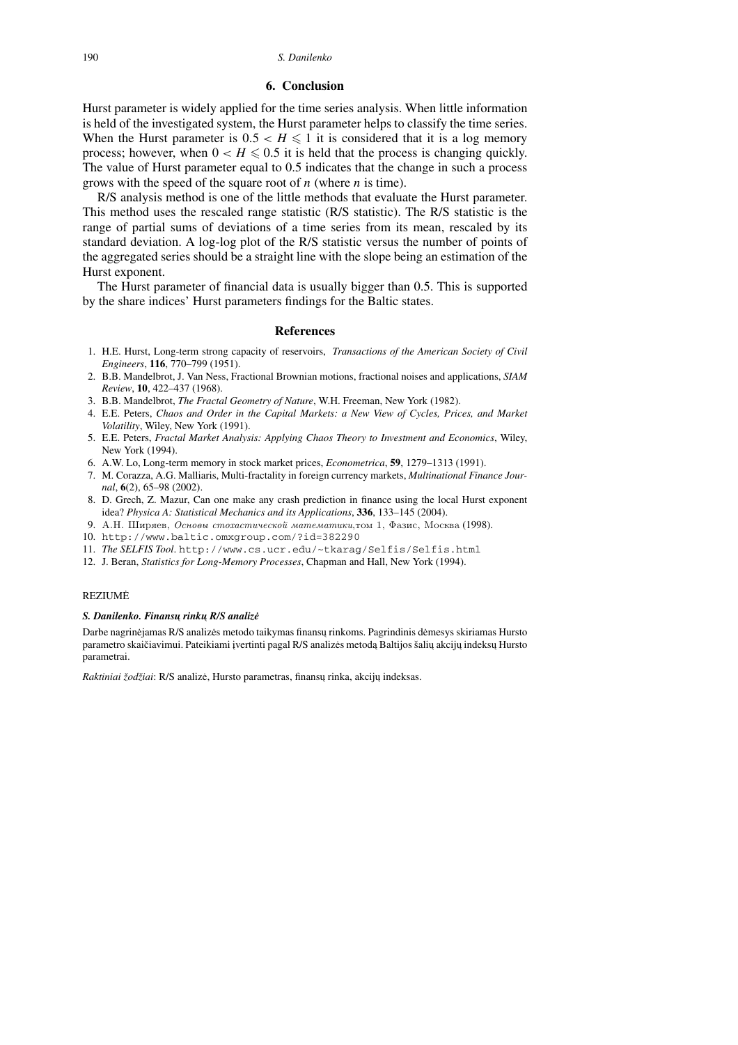## 6. Conclusion

Hurst parameter is widely applied for the time series analysis. When little information is held of the investigated system, the Hurst parameter helps to classify the time series. When the Hurst parameter is $0.5 < H \leqslant 1$ it is considered that it is a log memory process; however, when $0 < H \leqslant 0.5$ it is held that the process is changing quickly. The value of Hurst parameter equal to 0.5 indicates that the change in such a process grows with the speed of the square root of $n$ (where $n$ is time).

R/S analysis method is one of the little methods that evaluate the Hurst parameter. This method uses the rescaled range statistic (R/S statistic). The R/S statistic is the range of partial sums of deviations of a time series from its mean, rescaled by its standard deviation. A log-log plot of the R/S statistic versus the number of points of the aggregated series should be a straight line with the slope being an estimation of the Hurst exponent.

The Hurst parameter of financial data is usually bigger than 0.5. This is supported by the share indices' Hurst parameters findings for the Baltic states.

## References

1. H.E. Hurst, Long-term strong capacity of reservoirs, *Transactions of the American Society of Civil Engineers*, **116**, 770–799 (1951).
2. B.B. Mandelbrot, J. Van Ness, Fractional Brownian motions, fractional noises and applications, *SIAM Review*, **10**, 422–437 (1968).
3. B.B. Mandelbrot, *The Fractal Geometry of Nature*, W.H. Freeman, New York (1982).
4. E.E. Peters, *Chaos and Order in the Capital Markets: a New View of Cycles, Prices, and Market Volatility*, Wiley, New York (1991).
5. E.E. Peters, *Fractal Market Analysis: Applying Chaos Theory to Investment and Economics*, Wiley, New York (1994).
6. A.W. Lo, Long-term memory in stock market prices, *Econometrica*, **59**, 1279–1313 (1991).
7. M. Corazza, A.G. Malliaris, Multi-fractality in foreign currency markets, *Multinational Finance Journal*, **6**(2), 65–98 (2002).
8. D. Grech, Z. Mazur, Can one make any crash prediction in finance using the local Hurst exponent idea? *Physica A: Statistical Mechanics and its Applications*, **336**, 133–145 (2004).
9. А.Н. Ширяев, *Основы стохастической математики*, том 1, Фазис, Москва (1998).
10. http://www.baltic.omxgroup.com/?id=382290
11. *The SELFIS Tool*. http://www.cs.ucr.edu/~tkarag/Selfis/Selfis.html
12. J. Beran, *Statistics for Long-Memory Processes*, Chapman and Hall, New York (1994).

REZIUMĖ

***S. Danilenko. Finansų rinkų R/S analizė***

Darbe nagrinėjamas R/S analizės metodo taikymas finansų rinkoms. Pagrindinis dėmesys skiriamas Hursto parametro skaičiavimui. Pateikiami įvertinti pagal R/S analizės metodą Baltijos šalių akcijų indeksų Hursto parametrai.

*Raktiniai žodžiai*: R/S analizė, Hursto parametras, finansų rinka, akcijų indeksas.